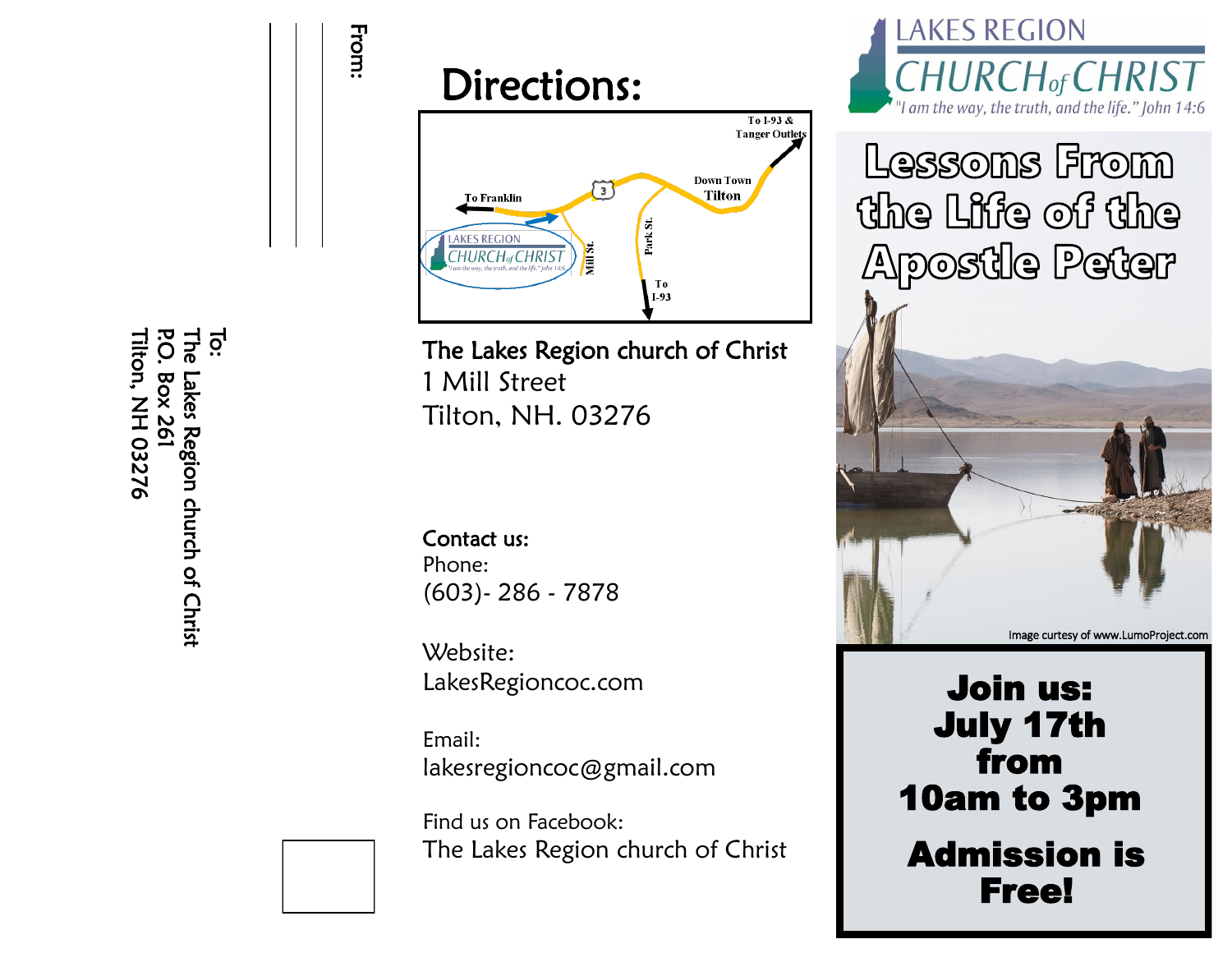From:

To:
The Lakes Region church of Christ
P.O. Box 261
Tilton, NH 03276

# Directions:

To I-93 & Tanger Outlets

To Franklin

Down Town Tilton

Mill St.

Park St.

To I-93

The Lakes Region church of Christ
1 Mill Street
Tilton, NH. 03276

**Contact us:**
Phone:
(603)- 286 - 7878

Website:
LakesRegioncoc.com

Email:
lakesregioncoc@gmail.com

Find us on Facebook:
The Lakes Region church of Christ

LAKES REGION
CHURCH of CHRIST
*"I am the way, the truth, and the life." John 14:6*

# Lessons From the Life of the Apostle Peter

Image curtesy of www.LumoProject.com

**Join us:
July 17th
from
10am to 3pm**

**Admission is Free!**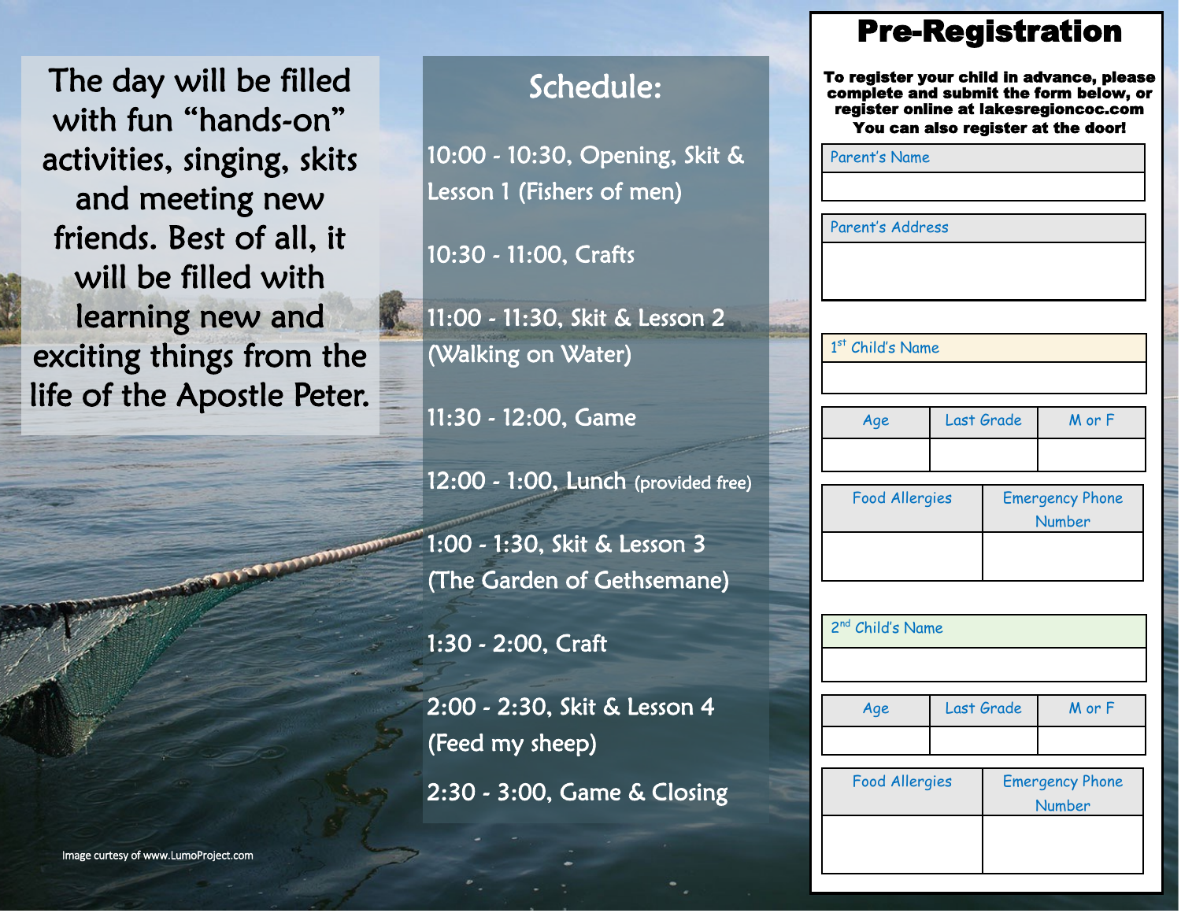The day will be filled with fun "hands-on" activities, singing, skits and meeting new friends. Best of all, it will be filled with learning new and exciting things from the life of the Apostle Peter.

Image curtesy of www.LumoProject.com

## Schedule:

10:00 - 10:30, Opening, Skit & Lesson 1 (Fishers of men)

10:30 - 11:00, Crafts

11:00 - 11:30, Skit & Lesson 2 (Walking on Water)

11:30 - 12:00, Game

12:00 - 1:00, Lunch (provided free)

1:00 - 1:30, Skit & Lesson 3 (The Garden of Gethsemane)

1:30 - 2:00, Craft

2:00 - 2:30, Skit & Lesson 4 (Feed my sheep)

2:30 - 3:00, Game & Closing

# Pre-Registration

**To register your child in advance, please complete and submit the form below, or register online at lakesregioncoc.com**
**You can also register at the door!**

| Parent's Name |
|---|
| |

| Parent's Address |
|---|
| |

| 1st Child's Name |
|---|
| |

| Age | Last Grade | M or F |
|---|---|---|
| | | |

| Food Allergies | Emergency Phone Number |
|---|---|
| | |

| 2nd Child's Name |
|---|
| |

| Age | Last Grade | M or F |
|---|---|---|
| | | |

| Food Allergies | Emergency Phone Number |
|---|---|
| | |